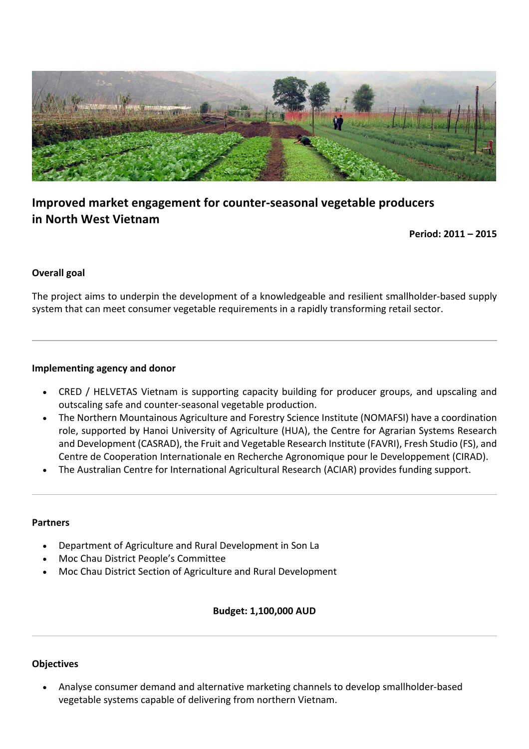# Improved market engagement for counter-seasonal vegetable producers in North West Vietnam

**Period: 2011 – 2015**

### Overall goal

The project aims to underpin the development of a knowledgeable and resilient smallholder-based supply system that can meet consumer vegetable requirements in a rapidly transforming retail sector.

---

### Implementing agency and donor

- CRED / HELVETAS Vietnam is supporting capacity building for producer groups, and upscaling and outscaling safe and counter-seasonal vegetable production.
- The Northern Mountainous Agriculture and Forestry Science Institute (NOMAFSI) have a coordination role, supported by Hanoi University of Agriculture (HUA), the Centre for Agrarian Systems Research and Development (CASRAD), the Fruit and Vegetable Research Institute (FAVRI), Fresh Studio (FS), and Centre de Cooperation Internationale en Recherche Agronomique pour le Developpement (CIRAD).
- The Australian Centre for International Agricultural Research (ACIAR) provides funding support.

---

### Partners

- Department of Agriculture and Rural Development in Son La
- Moc Chau District People's Committee
- Moc Chau District Section of Agriculture and Rural Development

**Budget: 1,100,000 AUD**

---

### Objectives

- Analyse consumer demand and alternative marketing channels to develop smallholder-based vegetable systems capable of delivering from northern Vietnam.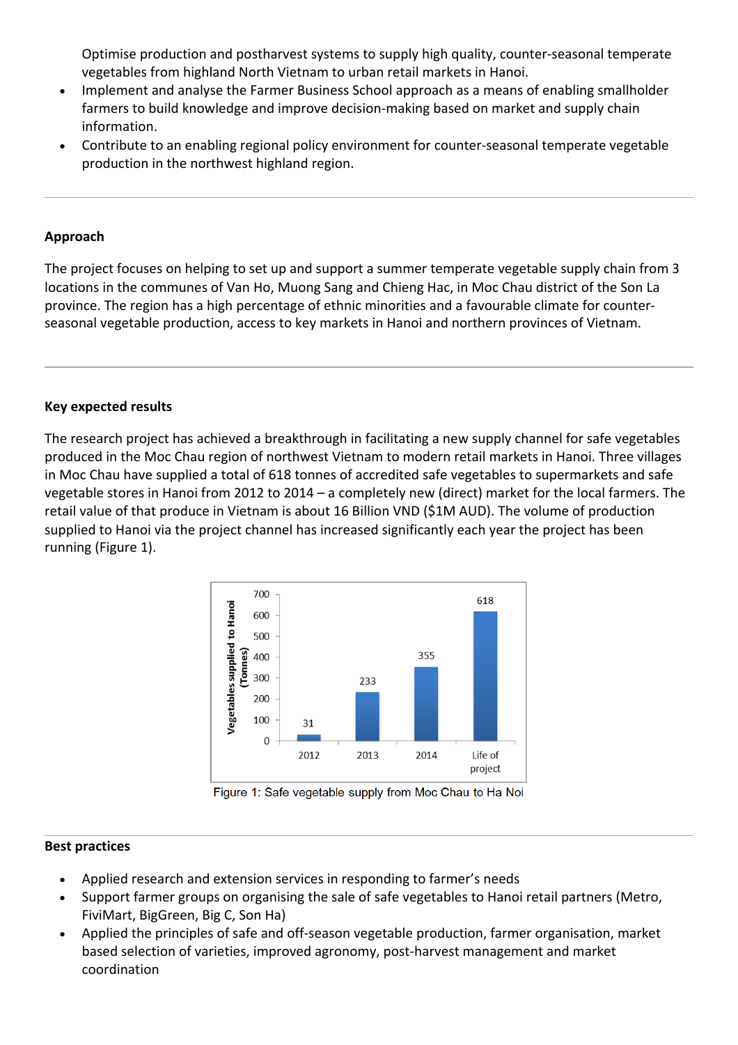- Optimise production and postharvest systems to supply high quality, counter-seasonal temperate vegetables from highland North Vietnam to urban retail markets in Hanoi.
- Implement and analyse the Farmer Business School approach as a means of enabling smallholder farmers to build knowledge and improve decision-making based on market and supply chain information.
- Contribute to an enabling regional policy environment for counter-seasonal temperate vegetable production in the northwest highland region.

---

**Approach**

The project focuses on helping to set up and support a summer temperate vegetable supply chain from 3 locations in the communes of Van Ho, Muong Sang and Chieng Hac, in Moc Chau district of the Son La province. The region has a high percentage of ethnic minorities and a favourable climate for counter-seasonal vegetable production, access to key markets in Hanoi and northern provinces of Vietnam.

---

**Key expected results**

The research project has achieved a breakthrough in facilitating a new supply channel for safe vegetables produced in the Moc Chau region of northwest Vietnam to modern retail markets in Hanoi. Three villages in Moc Chau have supplied a total of 618 tonnes of accredited safe vegetables to supermarkets and safe vegetable stores in Hanoi from 2012 to 2014 – a completely new (direct) market for the local farmers. The retail value of that produce in Vietnam is about 16 Billion VND ($1M AUD). The volume of production supplied to Hanoi via the project channel has increased significantly each year the project has been running (Figure 1).

| | Vegetables supplied to Hanoi (Tonnes) |
|---|---|
| 2012 | 31 |
| 2013 | 233 |
| 2014 | 355 |
| Life of project | 618 |

Figure 1: Safe vegetable supply from Moc Chau to Ha Noi

---

**Best practices**

- Applied research and extension services in responding to farmer's needs
- Support farmer groups on organising the sale of safe vegetables to Hanoi retail partners (Metro, FiviMart, BigGreen, Big C, Son Ha)
- Applied the principles of safe and off-season vegetable production, farmer organisation, market based selection of varieties, improved agronomy, post-harvest management and market coordination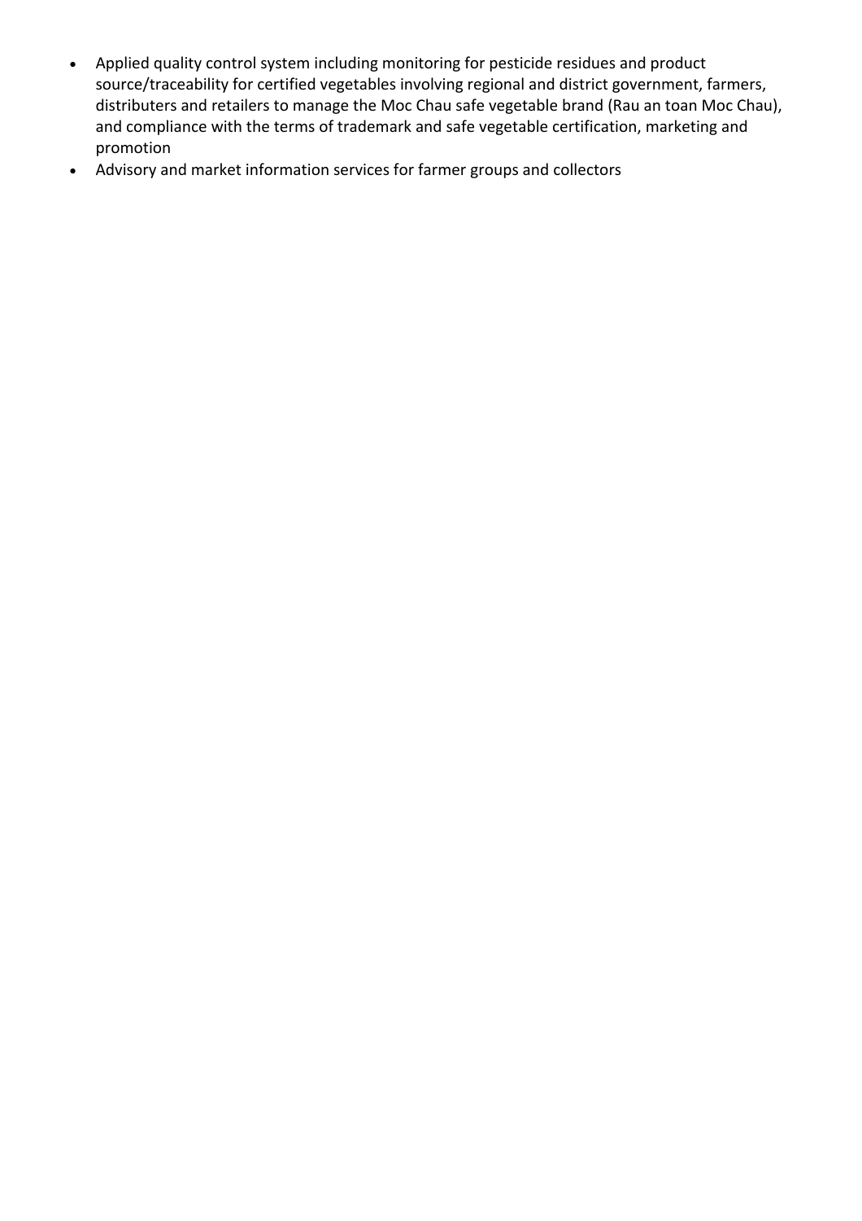- Applied quality control system including monitoring for pesticide residues and product source/traceability for certified vegetables involving regional and district government, farmers, distributers and retailers to manage the Moc Chau safe vegetable brand (Rau an toan Moc Chau), and compliance with the terms of trademark and safe vegetable certification, marketing and promotion
- Advisory and market information services for farmer groups and collectors